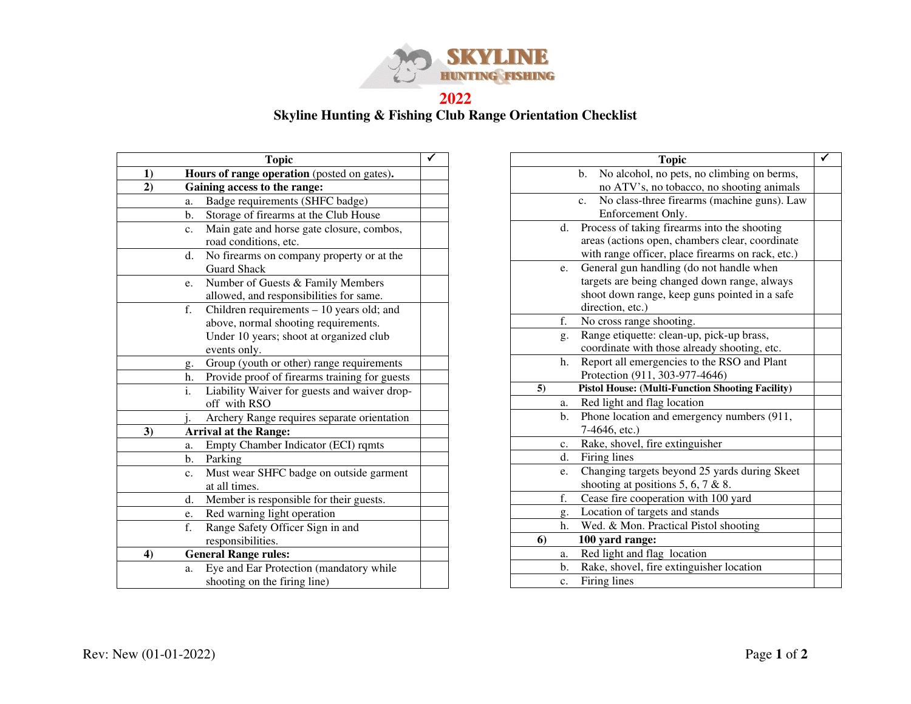SKYLINE HUNTING & FISHING

# 2022

## Skyline Hunting & Fishing Club Range Orientation Checklist

| | Topic | ✓ |
|---|---|---|
| 1) | **Hours of range operation** (posted on gates)**.** | |
| 2) | **Gaining access to the range:** | |
| | a. Badge requirements (SHFC badge) | |
| | b. Storage of firearms at the Club House | |
| | c. Main gate and horse gate closure, combos, road conditions, etc. | |
| | d. No firearms on company property or at the Guard Shack | |
| | e. Number of Guests & Family Members allowed, and responsibilities for same. | |
| | f. Children requirements – 10 years old; and above, normal shooting requirements. Under 10 years; shoot at organized club events only. | |
| | g. Group (youth or other) range requirements | |
| | h. Provide proof of firearms training for guests | |
| | i. Liability Waiver for guests and waiver drop-off with RSO | |
| | j. Archery Range requires separate orientation | |
| 3) | **Arrival at the Range:** | |
| | a. Empty Chamber Indicator (ECI) rqmts | |
| | b. Parking | |
| | c. Must wear SHFC badge on outside garment at all times. | |
| | d. Member is responsible for their guests. | |
| | e. Red warning light operation | |
| | f. Range Safety Officer Sign in and responsibilities. | |
| 4) | **General Range rules:** | |
| | a. Eye and Ear Protection (mandatory while shooting on the firing line) | |
| | b. No alcohol, no pets, no climbing on berms, no ATV's, no tobacco, no shooting animals | |
| | c. No class-three firearms (machine guns). Law Enforcement Only. | |
| | d. Process of taking firearms into the shooting areas (actions open, chambers clear, coordinate with range officer, place firearms on rack, etc.) | |
| | e. General gun handling (do not handle when targets are being changed down range, always shoot down range, keep guns pointed in a safe direction, etc.) | |
| | f. No cross range shooting. | |
| | g. Range etiquette: clean-up, pick-up brass, coordinate with those already shooting, etc. | |
| | h. Report all emergencies to the RSO and Plant Protection (911, 303-977-4646) | |
| 5) | **Pistol House: (Multi-Function Shooting Facility)** | |
| | a. Red light and flag location | |
| | b. Phone location and emergency numbers (911, 7-4646, etc.) | |
| | c. Rake, shovel, fire extinguisher | |
| | d. Firing lines | |
| | e. Changing targets beyond 25 yards during Skeet shooting at positions 5, 6, 7 & 8. | |
| | f. Cease fire cooperation with 100 yard | |
| | g. Location of targets and stands | |
| | h. Wed. & Mon. Practical Pistol shooting | |
| 6) | **100 yard range:** | |
| | a. Red light and flag location | |
| | b. Rake, shovel, fire extinguisher location | |
| | c. Firing lines | |

Rev: New (01-01-2022)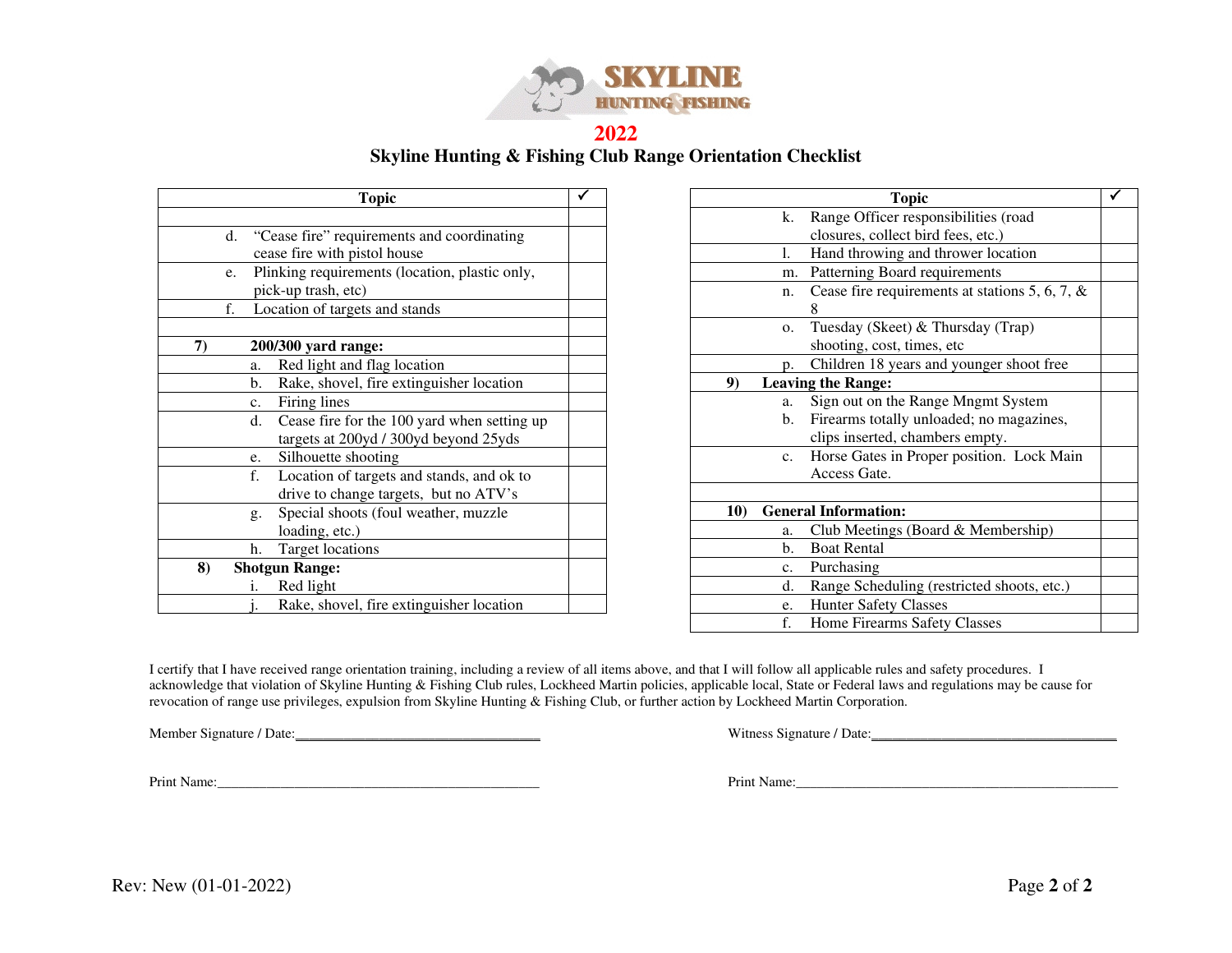SKYLINE HUNTING & FISHING

# 2022

## Skyline Hunting & Fishing Club Range Orientation Checklist

| Topic | ✓ |
|---|---|
| | |
| d. "Cease fire" requirements and coordinating cease fire with pistol house | |
| e. Plinking requirements (location, plastic only, pick-up trash, etc) | |
| f. Location of targets and stands | |
| | |
| **7) 200/300 yard range:** | |
| a. Red light and flag location | |
| b. Rake, shovel, fire extinguisher location | |
| c. Firing lines | |
| d. Cease fire for the 100 yard when setting up targets at 200yd / 300yd beyond 25yds | |
| e. Silhouette shooting | |
| f. Location of targets and stands, and ok to drive to change targets, but no ATV's | |
| g. Special shoots (foul weather, muzzle loading, etc.) | |
| h. Target locations | |
| **8) Shotgun Range:** | |
| i. Red light | |
| j. Rake, shovel, fire extinguisher location | |

| Topic | ✓ |
|---|---|
| k. Range Officer responsibilities (road closures, collect bird fees, etc.) | |
| l. Hand throwing and thrower location | |
| m. Patterning Board requirements | |
| n. Cease fire requirements at stations 5, 6, 7, & 8 | |
| o. Tuesday (Skeet) & Thursday (Trap) shooting, cost, times, etc | |
| p. Children 18 years and younger shoot free | |
| **9) Leaving the Range:** | |
| a. Sign out on the Range Mngmt System<br>b. Firearms totally unloaded; no magazines, clips inserted, chambers empty. | |
| c. Horse Gates in Proper position. Lock Main Access Gate. | |
| | |
| **10) General Information:** | |
| a. Club Meetings (Board & Membership) | |
| b. Boat Rental | |
| c. Purchasing | |
| d. Range Scheduling (restricted shoots, etc.) | |
| e. Hunter Safety Classes | |
| f. Home Firearms Safety Classes | |

I certify that I have received range orientation training, including a review of all items above, and that I will follow all applicable rules and safety procedures. I acknowledge that violation of Skyline Hunting & Fishing Club rules, Lockheed Martin policies, applicable local, State or Federal laws and regulations may be cause for revocation of range use privileges, expulsion from Skyline Hunting & Fishing Club, or further action by Lockheed Martin Corporation.

Member Signature / Date:\_\_\_\_\_\_\_\_\_\_\_\_\_\_\_\_\_\_\_\_\_\_\_\_\_\_\_\_\_\_\_\_\_\_\_\_

Witness Signature / Date:\_\_\_\_\_\_\_\_\_\_\_\_\_\_\_\_\_\_\_\_\_\_\_\_\_\_\_\_\_\_\_\_\_\_\_\_

Print Name:\_\_\_\_\_\_\_\_\_\_\_\_\_\_\_\_\_\_\_\_\_\_\_\_\_\_\_\_\_\_\_\_\_\_\_\_\_\_\_\_\_\_\_\_\_\_

Print Name:\_\_\_\_\_\_\_\_\_\_\_\_\_\_\_\_\_\_\_\_\_\_\_\_\_\_\_\_\_\_\_\_\_\_\_\_\_\_\_\_\_\_\_\_\_\_

Rev: New (01-01-2022)